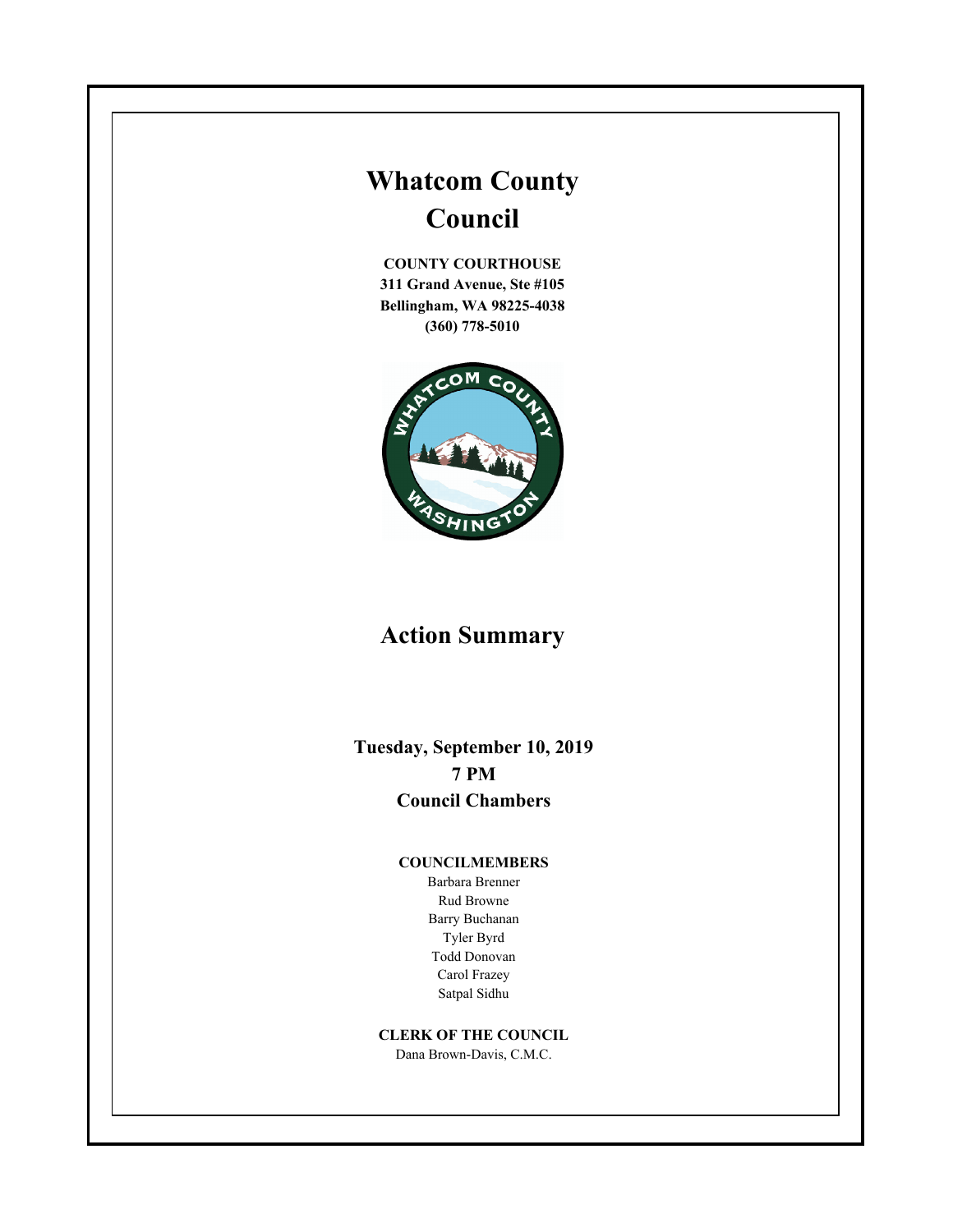# Whatcom County Council

**COUNTY COURTHOUSE**
**311 Grand Avenue, Ste #105**
**Bellingham, WA 98225-4038**
**(360) 778-5010**

## Action Summary

**Tuesday, September 10, 2019**
**7 PM**
**Council Chambers**

**COUNCILMEMBERS**

Barbara Brenner
Rud Browne
Barry Buchanan
Tyler Byrd
Todd Donovan
Carol Frazey
Satpal Sidhu

**CLERK OF THE COUNCIL**

Dana Brown-Davis, C.M.C.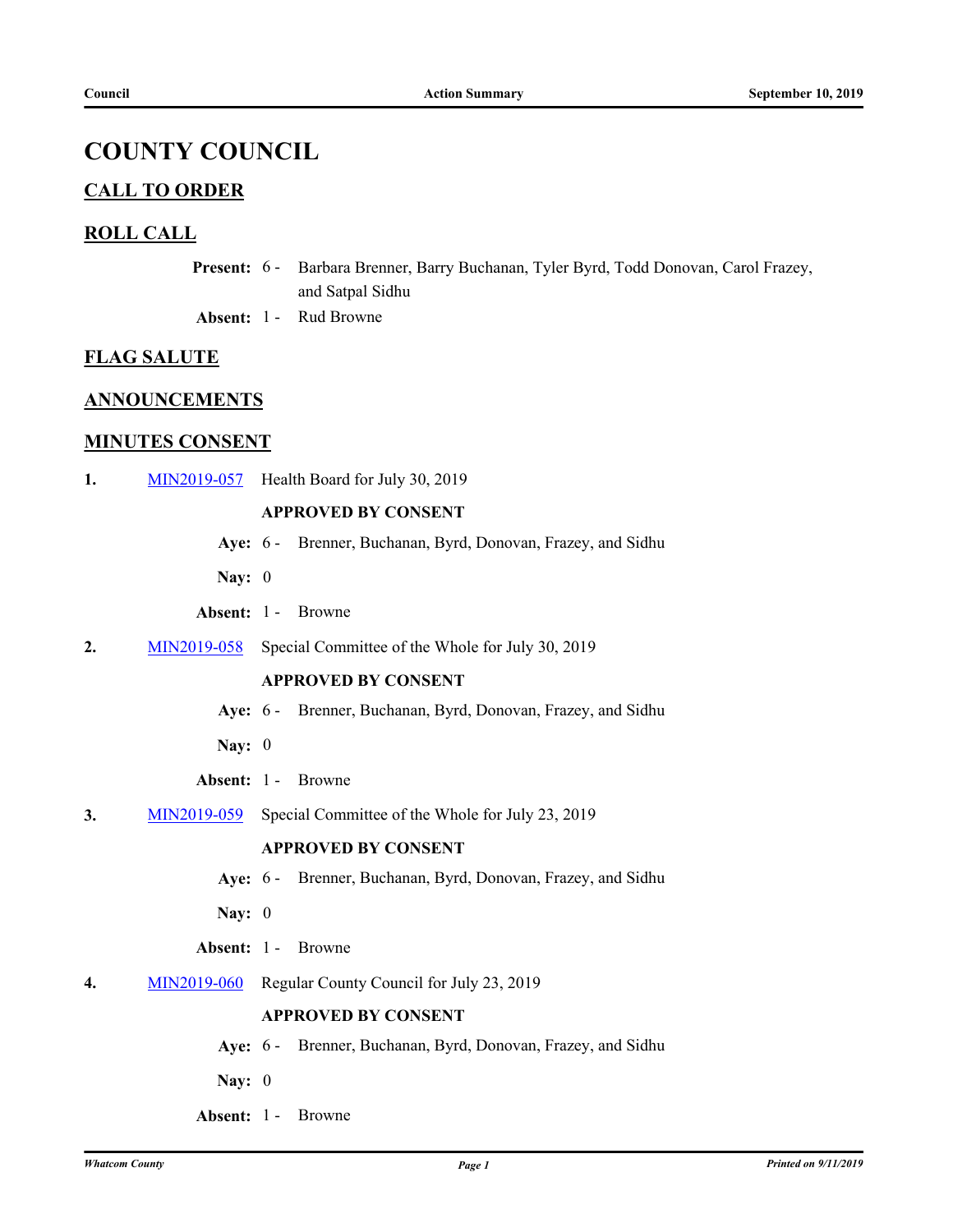# COUNTY COUNCIL

## CALL TO ORDER

## ROLL CALL

**Present:** 6 - Barbara Brenner, Barry Buchanan, Tyler Byrd, Todd Donovan, Carol Frazey, and Satpal Sidhu

**Absent:** 1 - Rud Browne

## FLAG SALUTE

## ANNOUNCEMENTS

## MINUTES CONSENT

**1.** MIN2019-057 Health Board for July 30, 2019

**APPROVED BY CONSENT**

**Aye:** 6 - Brenner, Buchanan, Byrd, Donovan, Frazey, and Sidhu

**Nay:** 0

**Absent:** 1 - Browne

**2.** MIN2019-058 Special Committee of the Whole for July 30, 2019

**APPROVED BY CONSENT**

**Aye:** 6 - Brenner, Buchanan, Byrd, Donovan, Frazey, and Sidhu

**Nay:** 0

**Absent:** 1 - Browne

**3.** MIN2019-059 Special Committee of the Whole for July 23, 2019

**APPROVED BY CONSENT**

**Aye:** 6 - Brenner, Buchanan, Byrd, Donovan, Frazey, and Sidhu

**Nay:** 0

**Absent:** 1 - Browne

**4.** MIN2019-060 Regular County Council for July 23, 2019

**APPROVED BY CONSENT**

**Aye:** 6 - Brenner, Buchanan, Byrd, Donovan, Frazey, and Sidhu

**Nay:** 0

**Absent:** 1 - Browne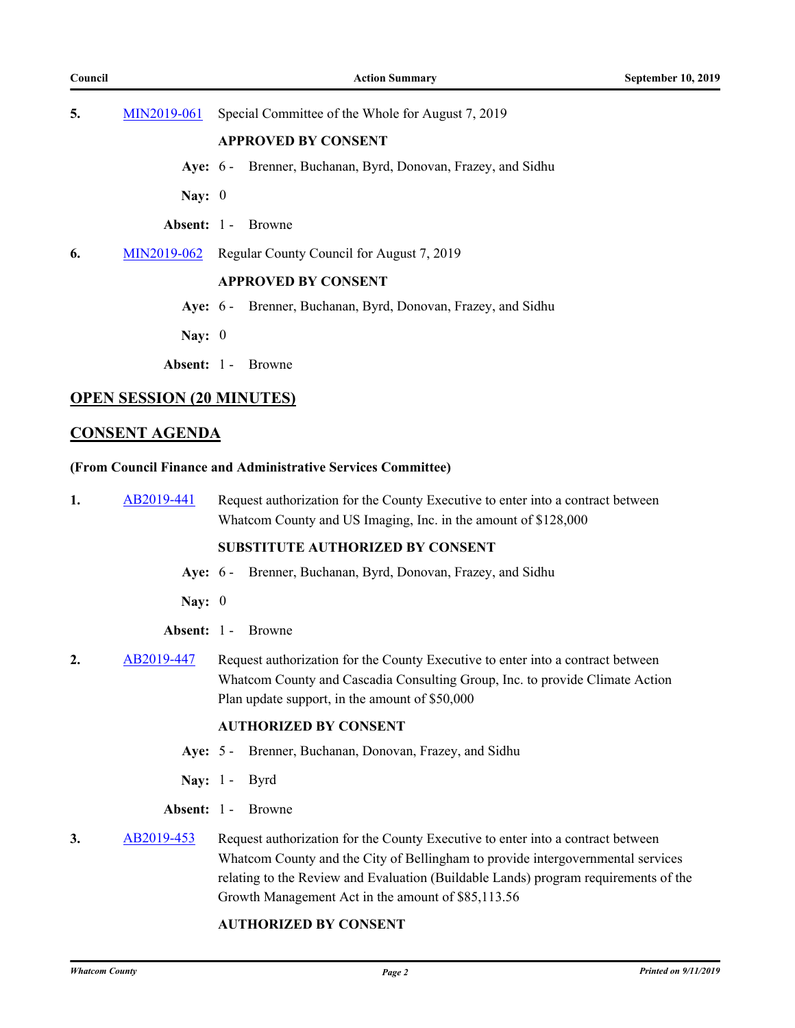**5.** MIN2019-061 Special Committee of the Whole for August 7, 2019

**APPROVED BY CONSENT**

**Aye:** 6 - Brenner, Buchanan, Byrd, Donovan, Frazey, and Sidhu

**Nay:** 0

**Absent:** 1 - Browne

**6.** MIN2019-062 Regular County Council for August 7, 2019

**APPROVED BY CONSENT**

**Aye:** 6 - Brenner, Buchanan, Byrd, Donovan, Frazey, and Sidhu

**Nay:** 0

**Absent:** 1 - Browne

## OPEN SESSION (20 MINUTES)

## CONSENT AGENDA

**(From Council Finance and Administrative Services Committee)**

**1.** AB2019-441 Request authorization for the County Executive to enter into a contract between Whatcom County and US Imaging, Inc. in the amount of $128,000

**SUBSTITUTE AUTHORIZED BY CONSENT**

**Aye:** 6 - Brenner, Buchanan, Byrd, Donovan, Frazey, and Sidhu

**Nay:** 0

**Absent:** 1 - Browne

**2.** AB2019-447 Request authorization for the County Executive to enter into a contract between Whatcom County and Cascadia Consulting Group, Inc. to provide Climate Action Plan update support, in the amount of $50,000

**AUTHORIZED BY CONSENT**

**Aye:** 5 - Brenner, Buchanan, Donovan, Frazey, and Sidhu

**Nay:** 1 - Byrd

**Absent:** 1 - Browne

**3.** AB2019-453 Request authorization for the County Executive to enter into a contract between Whatcom County and the City of Bellingham to provide intergovernmental services relating to the Review and Evaluation (Buildable Lands) program requirements of the Growth Management Act in the amount of $85,113.56

**AUTHORIZED BY CONSENT**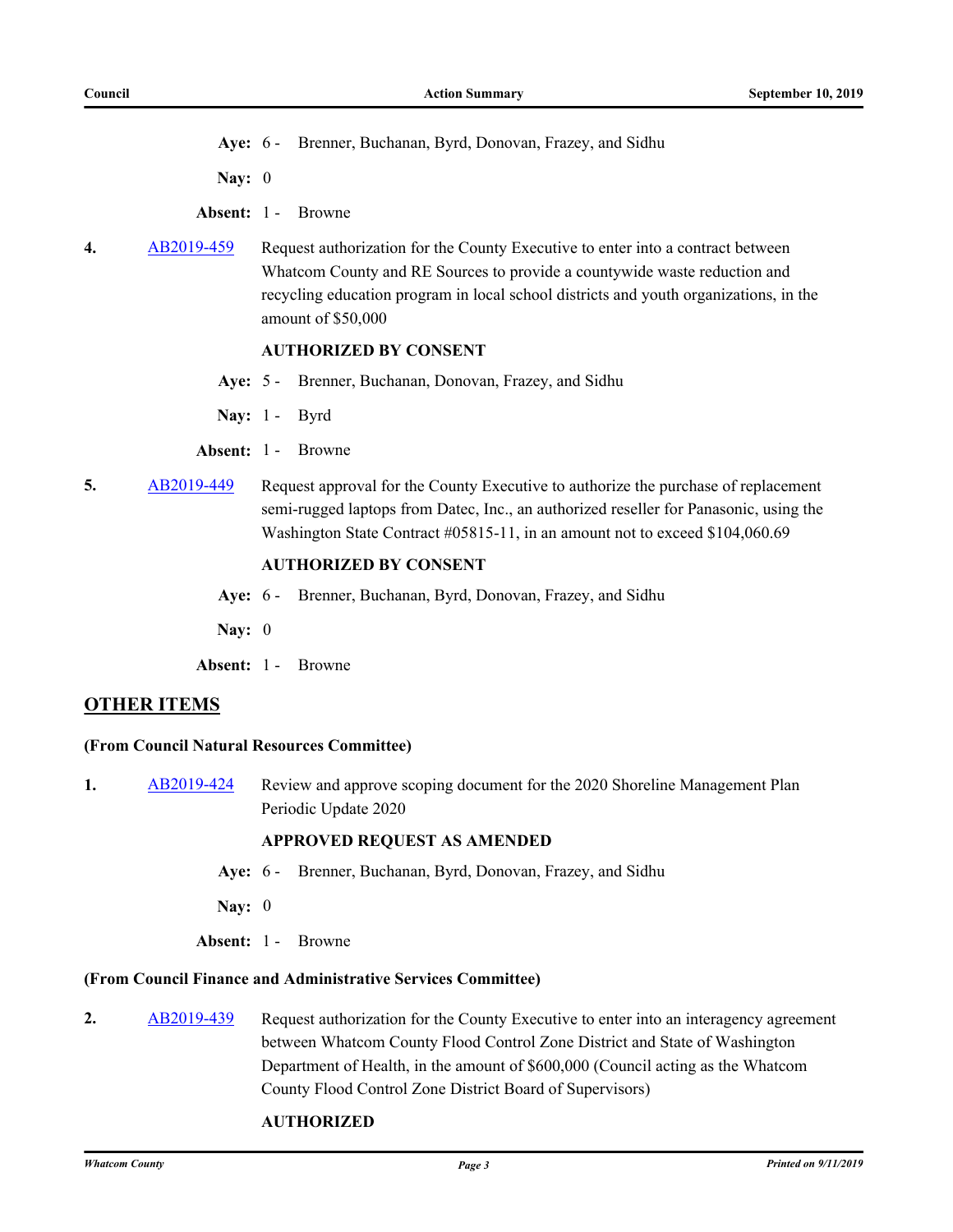**Aye:** 6 - Brenner, Buchanan, Byrd, Donovan, Frazey, and Sidhu

**Nay:** 0

**Absent:** 1 - Browne

**4.** AB2019-459 Request authorization for the County Executive to enter into a contract between Whatcom County and RE Sources to provide a countywide waste reduction and recycling education program in local school districts and youth organizations, in the amount of $50,000

**AUTHORIZED BY CONSENT**

**Aye:** 5 - Brenner, Buchanan, Donovan, Frazey, and Sidhu

**Nay:** 1 - Byrd

**Absent:** 1 - Browne

**5.** AB2019-449 Request approval for the County Executive to authorize the purchase of replacement semi-rugged laptops from Datec, Inc., an authorized reseller for Panasonic, using the Washington State Contract #05815-11, in an amount not to exceed $104,060.69

**AUTHORIZED BY CONSENT**

**Aye:** 6 - Brenner, Buchanan, Byrd, Donovan, Frazey, and Sidhu

**Nay:** 0

**Absent:** 1 - Browne

## OTHER ITEMS

**(From Council Natural Resources Committee)**

**1.** AB2019-424 Review and approve scoping document for the 2020 Shoreline Management Plan Periodic Update 2020

**APPROVED REQUEST AS AMENDED**

**Aye:** 6 - Brenner, Buchanan, Byrd, Donovan, Frazey, and Sidhu

**Nay:** 0

**Absent:** 1 - Browne

**(From Council Finance and Administrative Services Committee)**

**2.** AB2019-439 Request authorization for the County Executive to enter into an interagency agreement between Whatcom County Flood Control Zone District and State of Washington Department of Health, in the amount of $600,000 (Council acting as the Whatcom County Flood Control Zone District Board of Supervisors)

**AUTHORIZED**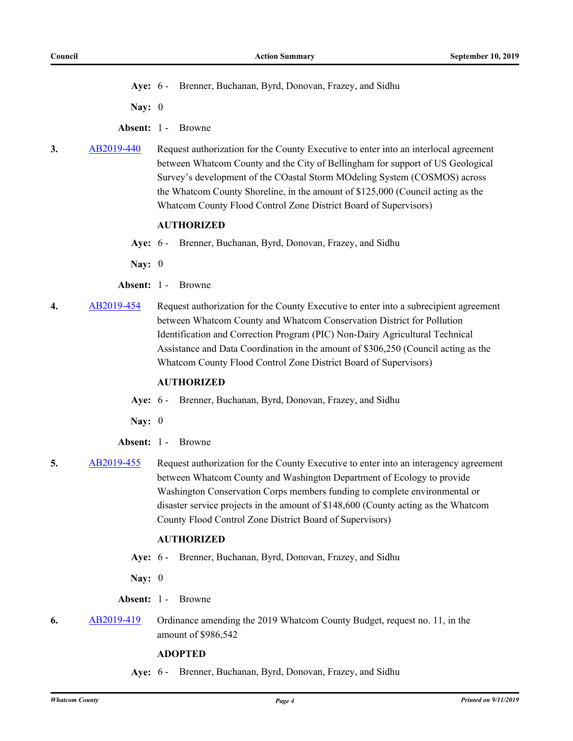**Aye:** 6 - Brenner, Buchanan, Byrd, Donovan, Frazey, and Sidhu

**Nay:** 0

**Absent:** 1 - Browne

**3.** [AB2019-440](AB2019-440) Request authorization for the County Executive to enter into an interlocal agreement between Whatcom County and the City of Bellingham for support of US Geological Survey's development of the COastal Storm MOdeling System (COSMOS) across the Whatcom County Shoreline, in the amount of $125,000 (Council acting as the Whatcom County Flood Control Zone District Board of Supervisors)

**AUTHORIZED**

**Aye:** 6 - Brenner, Buchanan, Byrd, Donovan, Frazey, and Sidhu

**Nay:** 0

**Absent:** 1 - Browne

**4.** [AB2019-454](AB2019-454) Request authorization for the County Executive to enter into a subrecipient agreement between Whatcom County and Whatcom Conservation District for Pollution Identification and Correction Program (PIC) Non-Dairy Agricultural Technical Assistance and Data Coordination in the amount of $306,250 (Council acting as the Whatcom County Flood Control Zone District Board of Supervisors)

**AUTHORIZED**

**Aye:** 6 - Brenner, Buchanan, Byrd, Donovan, Frazey, and Sidhu

**Nay:** 0

**Absent:** 1 - Browne

**5.** [AB2019-455](AB2019-455) Request authorization for the County Executive to enter into an interagency agreement between Whatcom County and Washington Department of Ecology to provide Washington Conservation Corps members funding to complete environmental or disaster service projects in the amount of $148,600 (County acting as the Whatcom County Flood Control Zone District Board of Supervisors)

**AUTHORIZED**

**Aye:** 6 - Brenner, Buchanan, Byrd, Donovan, Frazey, and Sidhu

**Nay:** 0

**Absent:** 1 - Browne

**6.** [AB2019-419](AB2019-419) Ordinance amending the 2019 Whatcom County Budget, request no. 11, in the amount of $986,542

**ADOPTED**

**Aye:** 6 - Brenner, Buchanan, Byrd, Donovan, Frazey, and Sidhu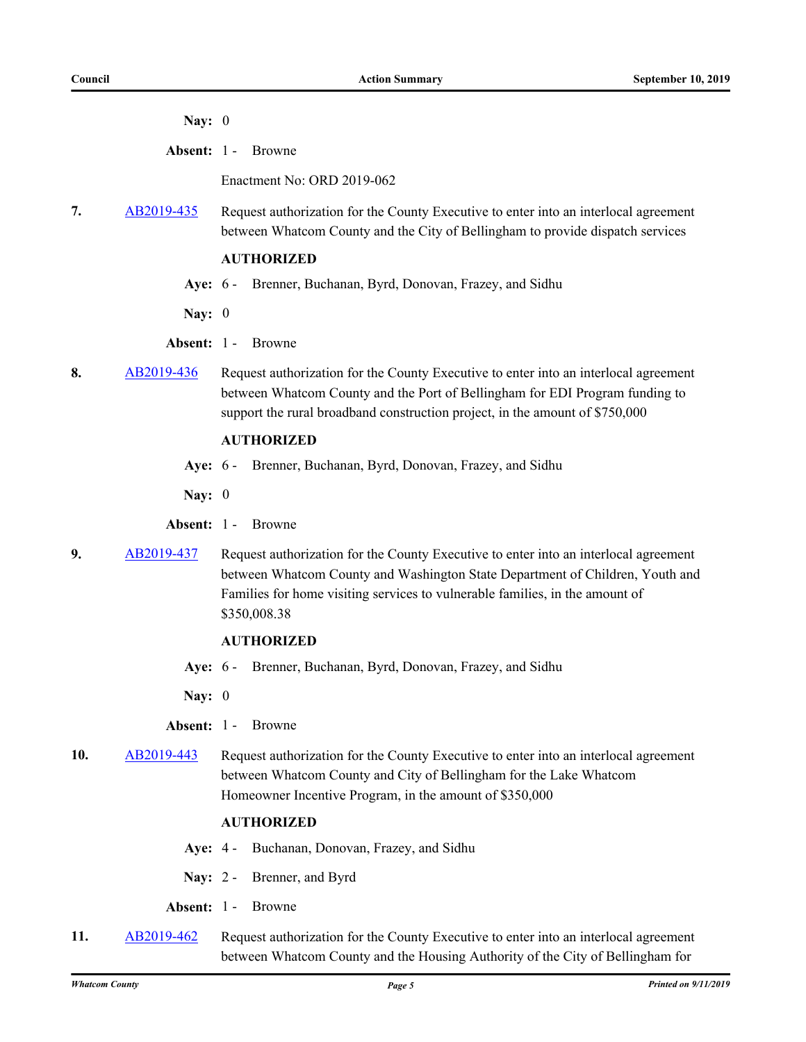**Nay:** 0

**Absent:** 1 - Browne

Enactment No: ORD 2019-062

**7.** AB2019-435 Request authorization for the County Executive to enter into an interlocal agreement between Whatcom County and the City of Bellingham to provide dispatch services

**AUTHORIZED**

**Aye:** 6 - Brenner, Buchanan, Byrd, Donovan, Frazey, and Sidhu

**Nay:** 0

**Absent:** 1 - Browne

**8.** AB2019-436 Request authorization for the County Executive to enter into an interlocal agreement between Whatcom County and the Port of Bellingham for EDI Program funding to support the rural broadband construction project, in the amount of $750,000

**AUTHORIZED**

**Aye:** 6 - Brenner, Buchanan, Byrd, Donovan, Frazey, and Sidhu

**Nay:** 0

**Absent:** 1 - Browne

**9.** AB2019-437 Request authorization for the County Executive to enter into an interlocal agreement between Whatcom County and Washington State Department of Children, Youth and Families for home visiting services to vulnerable families, in the amount of $350,008.38

**AUTHORIZED**

**Aye:** 6 - Brenner, Buchanan, Byrd, Donovan, Frazey, and Sidhu

**Nay:** 0

**Absent:** 1 - Browne

**10.** AB2019-443 Request authorization for the County Executive to enter into an interlocal agreement between Whatcom County and City of Bellingham for the Lake Whatcom Homeowner Incentive Program, in the amount of $350,000

**AUTHORIZED**

**Aye:** 4 - Buchanan, Donovan, Frazey, and Sidhu

**Nay:** 2 - Brenner, and Byrd

**Absent:** 1 - Browne

**11.** AB2019-462 Request authorization for the County Executive to enter into an interlocal agreement between Whatcom County and the Housing Authority of the City of Bellingham for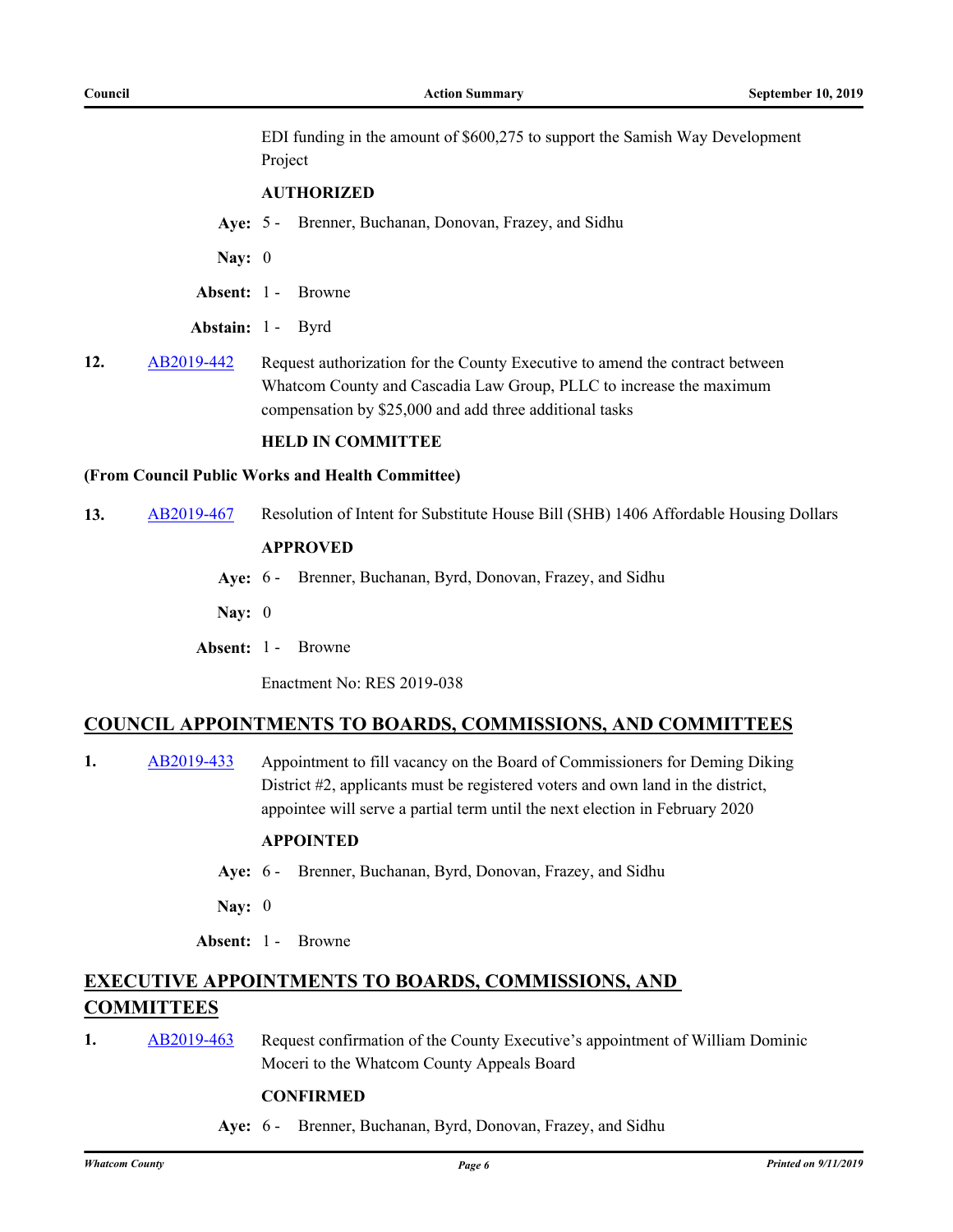EDI funding in the amount of $600,275 to support the Samish Way Development Project

**AUTHORIZED**

**Aye:** 5 - Brenner, Buchanan, Donovan, Frazey, and Sidhu

**Nay:** 0

**Absent:** 1 - Browne

**Abstain:** 1 - Byrd

**12.** AB2019-442 Request authorization for the County Executive to amend the contract between Whatcom County and Cascadia Law Group, PLLC to increase the maximum compensation by $25,000 and add three additional tasks

**HELD IN COMMITTEE**

**(From Council Public Works and Health Committee)**

**13.** AB2019-467 Resolution of Intent for Substitute House Bill (SHB) 1406 Affordable Housing Dollars

**APPROVED**

**Aye:** 6 - Brenner, Buchanan, Byrd, Donovan, Frazey, and Sidhu

**Nay:** 0

**Absent:** 1 - Browne

Enactment No: RES 2019-038

## COUNCIL APPOINTMENTS TO BOARDS, COMMISSIONS, AND COMMITTEES

**1.** AB2019-433 Appointment to fill vacancy on the Board of Commissioners for Deming Diking District #2, applicants must be registered voters and own land in the district, appointee will serve a partial term until the next election in February 2020

**APPOINTED**

**Aye:** 6 - Brenner, Buchanan, Byrd, Donovan, Frazey, and Sidhu

**Nay:** 0

**Absent:** 1 - Browne

## EXECUTIVE APPOINTMENTS TO BOARDS, COMMISSIONS, AND COMMITTEES

**1.** AB2019-463 Request confirmation of the County Executive's appointment of William Dominic Moceri to the Whatcom County Appeals Board

**CONFIRMED**

**Aye:** 6 - Brenner, Buchanan, Byrd, Donovan, Frazey, and Sidhu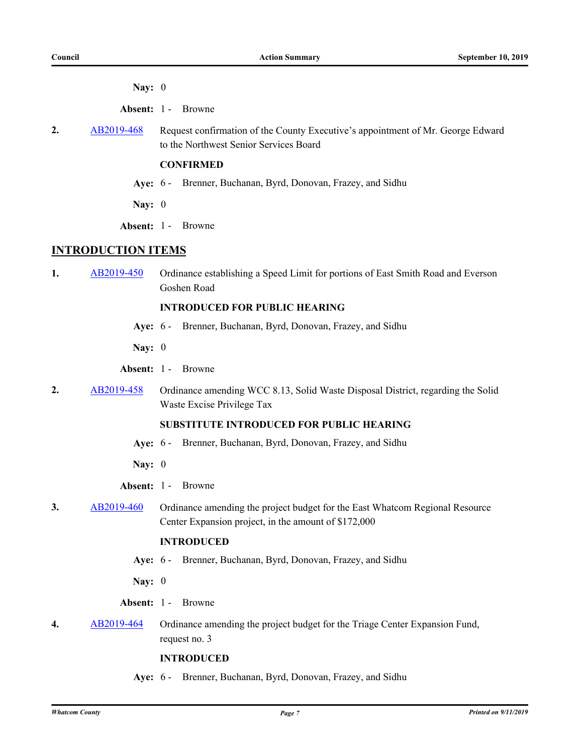**Nay:** 0

**Absent:** 1 - Browne

**2.** AB2019-468 Request confirmation of the County Executive's appointment of Mr. George Edward to the Northwest Senior Services Board

**CONFIRMED**

**Aye:** 6 - Brenner, Buchanan, Byrd, Donovan, Frazey, and Sidhu

**Nay:** 0

**Absent:** 1 - Browne

## INTRODUCTION ITEMS

**1.** AB2019-450 Ordinance establishing a Speed Limit for portions of East Smith Road and Everson Goshen Road

**INTRODUCED FOR PUBLIC HEARING**

**Aye:** 6 - Brenner, Buchanan, Byrd, Donovan, Frazey, and Sidhu

**Nay:** 0

**Absent:** 1 - Browne

**2.** AB2019-458 Ordinance amending WCC 8.13, Solid Waste Disposal District, regarding the Solid Waste Excise Privilege Tax

**SUBSTITUTE INTRODUCED FOR PUBLIC HEARING**

**Aye:** 6 - Brenner, Buchanan, Byrd, Donovan, Frazey, and Sidhu

**Nay:** 0

**Absent:** 1 - Browne

**3.** AB2019-460 Ordinance amending the project budget for the East Whatcom Regional Resource Center Expansion project, in the amount of $172,000

**INTRODUCED**

**Aye:** 6 - Brenner, Buchanan, Byrd, Donovan, Frazey, and Sidhu

**Nay:** 0

**Absent:** 1 - Browne

**4.** AB2019-464 Ordinance amending the project budget for the Triage Center Expansion Fund, request no. 3

**INTRODUCED**

**Aye:** 6 - Brenner, Buchanan, Byrd, Donovan, Frazey, and Sidhu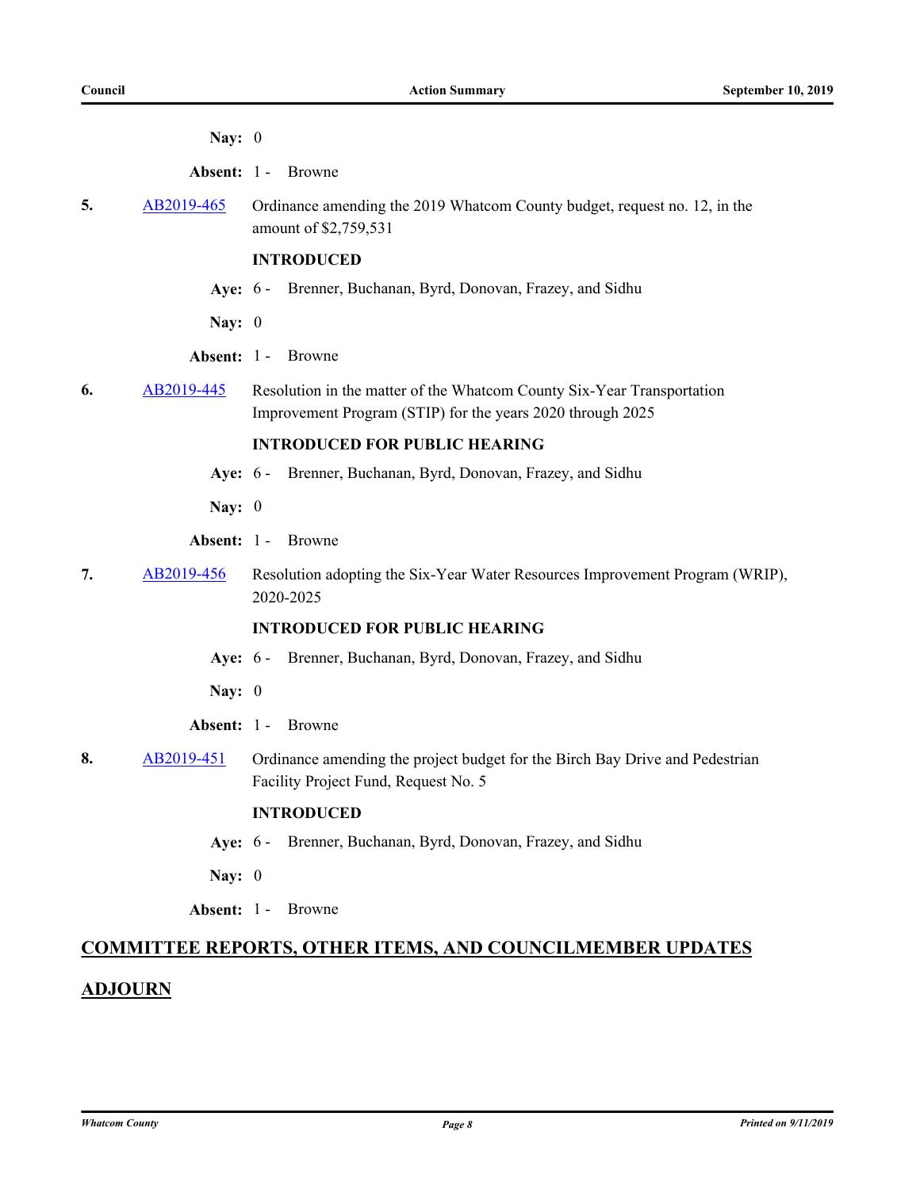**Nay:** 0

**Absent:** 1 - Browne

5. AB2019-465 Ordinance amending the 2019 Whatcom County budget, request no. 12, in the amount of $2,759,531

   **INTRODUCED**

   **Aye:** 6 - Brenner, Buchanan, Byrd, Donovan, Frazey, and Sidhu

   **Nay:** 0

   **Absent:** 1 - Browne

6. AB2019-445 Resolution in the matter of the Whatcom County Six-Year Transportation Improvement Program (STIP) for the years 2020 through 2025

   **INTRODUCED FOR PUBLIC HEARING**

   **Aye:** 6 - Brenner, Buchanan, Byrd, Donovan, Frazey, and Sidhu

   **Nay:** 0

   **Absent:** 1 - Browne

7. AB2019-456 Resolution adopting the Six-Year Water Resources Improvement Program (WRIP), 2020-2025

   **INTRODUCED FOR PUBLIC HEARING**

   **Aye:** 6 - Brenner, Buchanan, Byrd, Donovan, Frazey, and Sidhu

   **Nay:** 0

   **Absent:** 1 - Browne

8. AB2019-451 Ordinance amending the project budget for the Birch Bay Drive and Pedestrian Facility Project Fund, Request No. 5

   **INTRODUCED**

   **Aye:** 6 - Brenner, Buchanan, Byrd, Donovan, Frazey, and Sidhu

   **Nay:** 0

   **Absent:** 1 - Browne

## COMMITTEE REPORTS, OTHER ITEMS, AND COUNCILMEMBER UPDATES

## ADJOURN